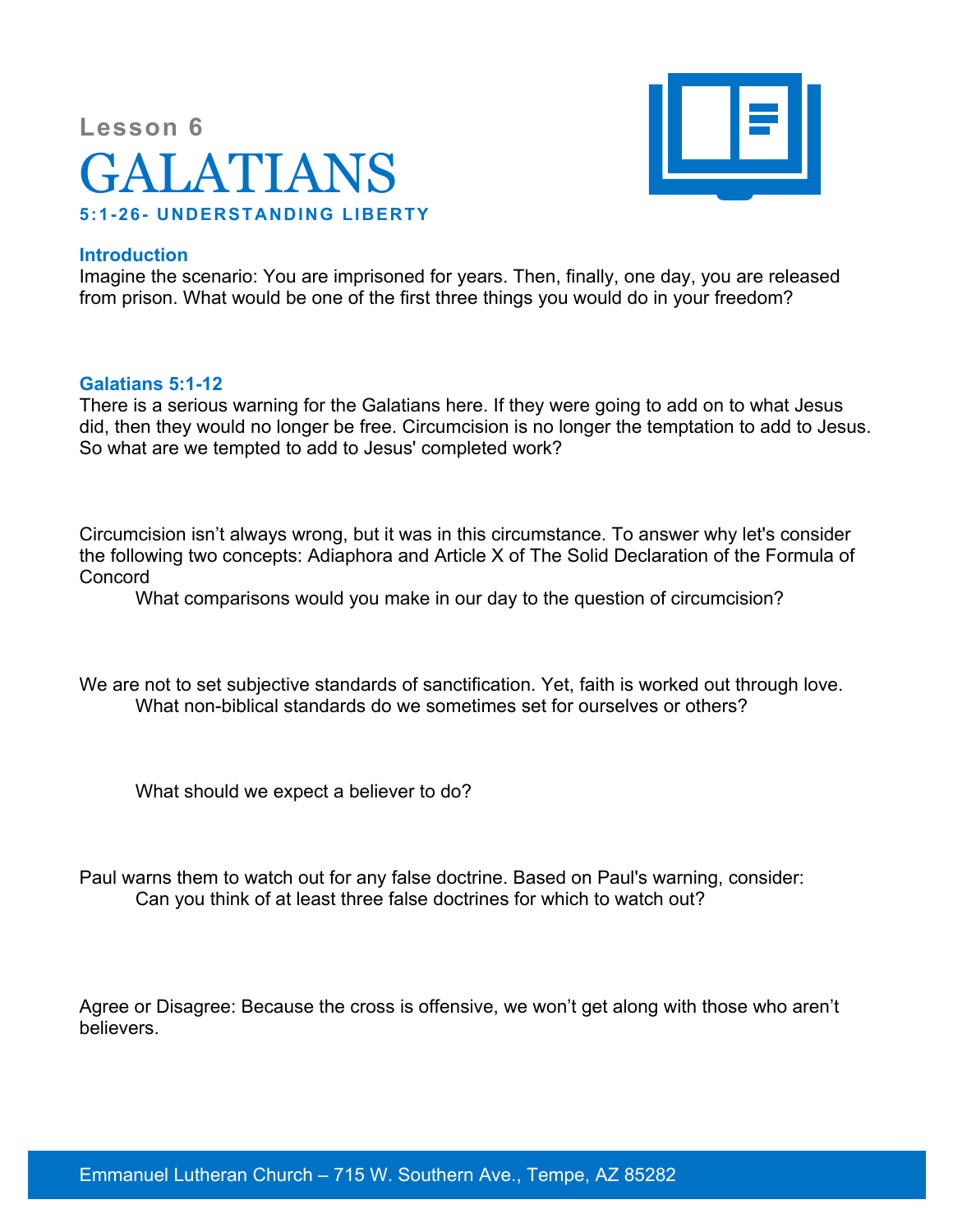Lesson 6

# GALATIANS

### 5:1-26- UNDERSTANDING LIBERTY

**Introduction**

Imagine the scenario: You are imprisoned for years. Then, finally, one day, you are released from prison. What would be one of the first three things you would do in your freedom?

**Galatians 5:1-12**

There is a serious warning for the Galatians here. If they were going to add on to what Jesus did, then they would no longer be free. Circumcision is no longer the temptation to add to Jesus. So what are we tempted to add to Jesus' completed work?

Circumcision isn't always wrong, but it was in this circumstance. To answer why let's consider the following two concepts: Adiaphora and Article X of The Solid Declaration of the Formula of Concord

What comparisons would you make in our day to the question of circumcision?

We are not to set subjective standards of sanctification. Yet, faith is worked out through love.

What non-biblical standards do we sometimes set for ourselves or others?

What should we expect a believer to do?

Paul warns them to watch out for any false doctrine. Based on Paul's warning, consider:

Can you think of at least three false doctrines for which to watch out?

Agree or Disagree: Because the cross is offensive, we won't get along with those who aren't believers.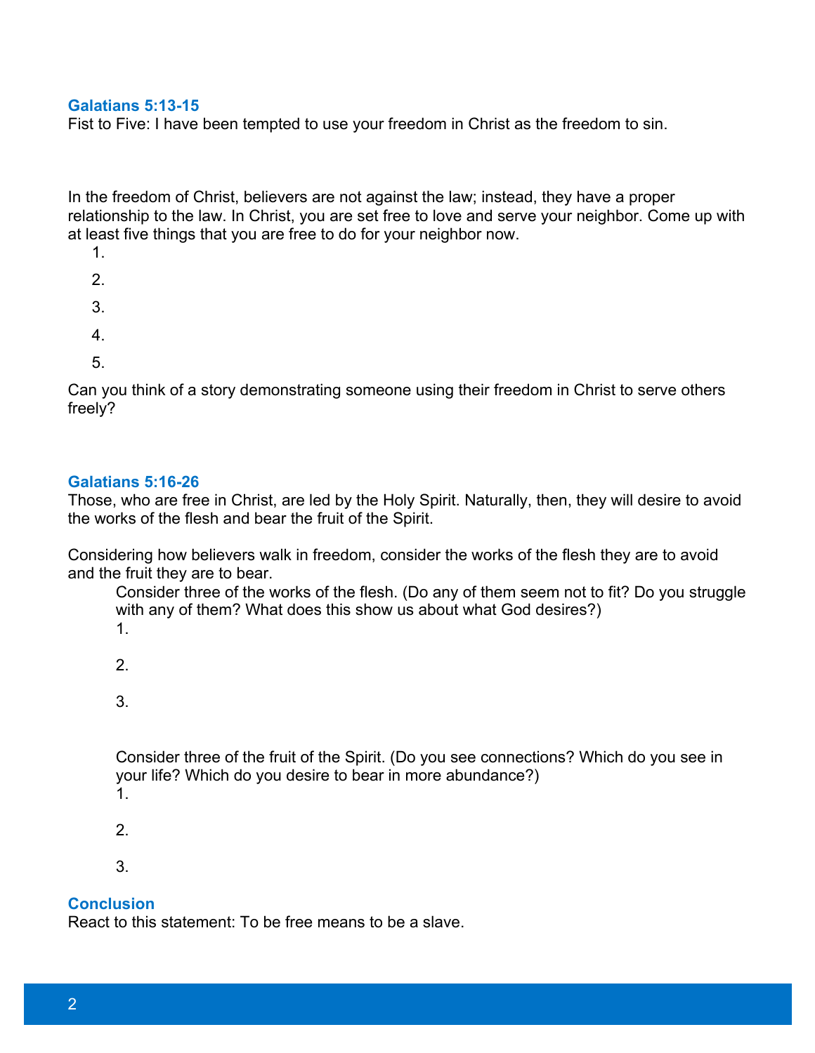## Galatians 5:13-15

Fist to Five: I have been tempted to use your freedom in Christ as the freedom to sin.

In the freedom of Christ, believers are not against the law; instead, they have a proper relationship to the law. In Christ, you are set free to love and serve your neighbor. Come up with at least five things that you are free to do for your neighbor now.

1.
2.
3.
4.
5.

Can you think of a story demonstrating someone using their freedom in Christ to serve others freely?

## Galatians 5:16-26

Those, who are free in Christ, are led by the Holy Spirit. Naturally, then, they will desire to avoid the works of the flesh and bear the fruit of the Spirit.

Considering how believers walk in freedom, consider the works of the flesh they are to avoid and the fruit they are to bear.

Consider three of the works of the flesh. (Do any of them seem not to fit? Do you struggle with any of them? What does this show us about what God desires?)

1.
2.
3.

Consider three of the fruit of the Spirit. (Do you see connections? Which do you see in your life? Which do you desire to bear in more abundance?)

1.
2.
3.

## Conclusion

React to this statement: To be free means to be a slave.